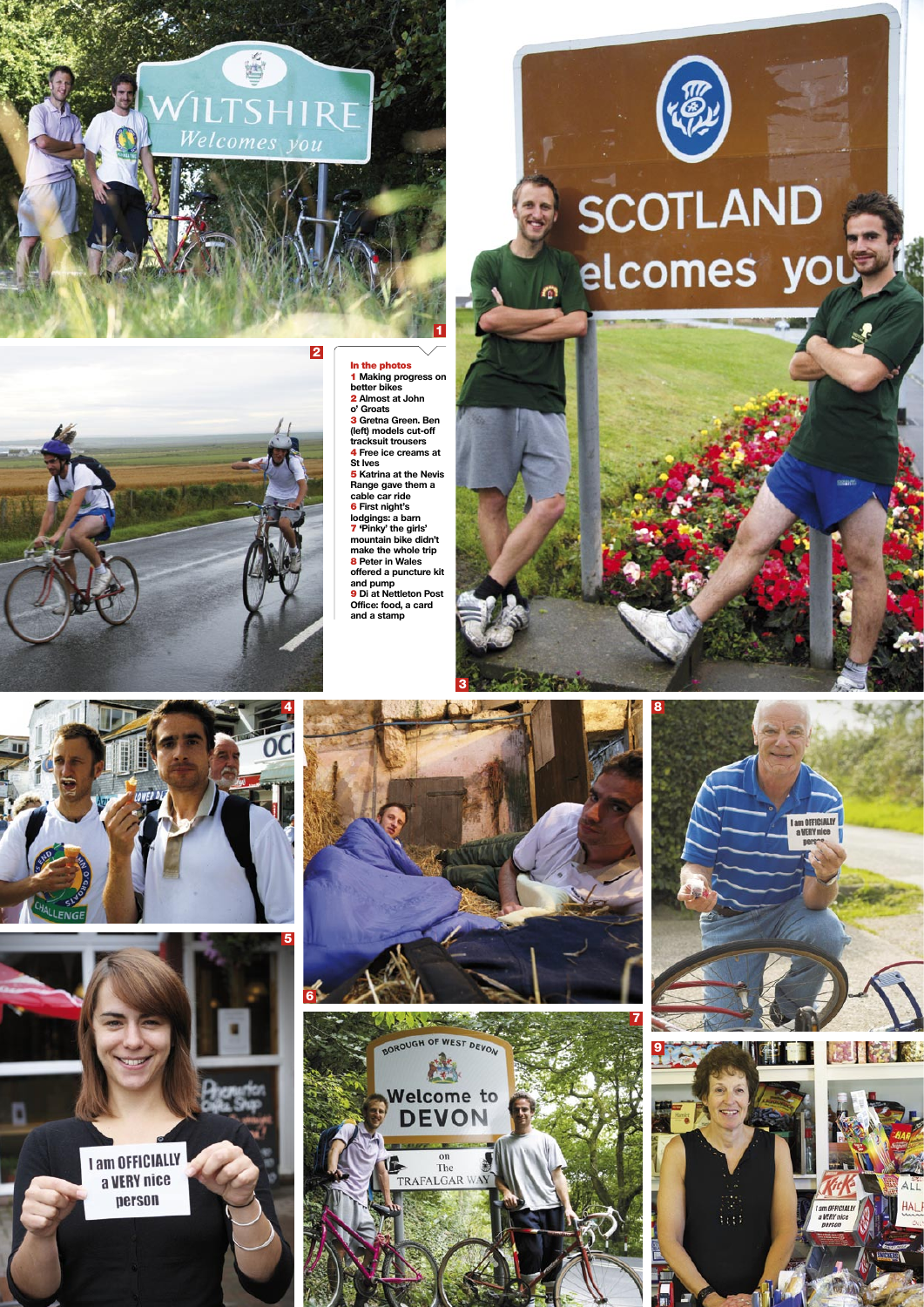**In the photos**

**1** Making progress on better bikes
**2** Almost at John o' Groats
**3** Gretna Green. Ben (left) models cut-off tracksuit trousers
**4** Free ice creams at St Ives
**5** Katrina at the Nevis Range gave them a cable car ride
**6** First night's lodgings: a barn
**7** 'Pinky' the girls' mountain bike didn't make the whole trip
**8** Peter in Wales offered a puncture kit and pump
**9** Di at Nettleton Post Office: food, a card and a stamp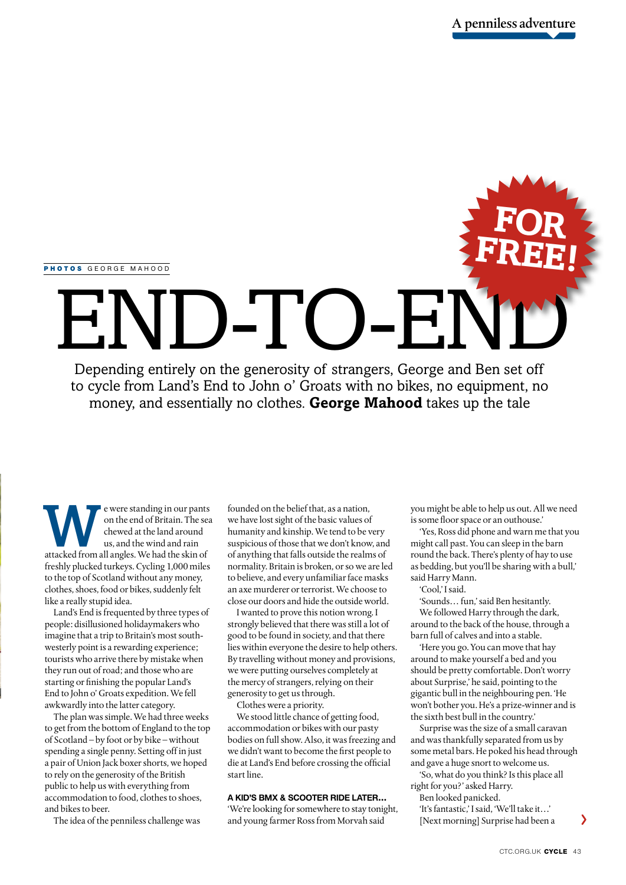PHOTOS GEORGE MAHOOD

FOR FREE!

# END-TO-END

Depending entirely on the generosity of strangers, George and Ben set off to cycle from Land's End to John o' Groats with no bikes, no equipment, no money, and essentially no clothes. **George Mahood** takes up the tale

We were standing in our pants on the end of Britain. The sea chewed at the land around us, and the wind and rain attacked from all angles. We had the skin of freshly plucked turkeys. Cycling 1,000 miles to the top of Scotland without any money, clothes, shoes, food or bikes, suddenly felt like a really stupid idea.

Land's End is frequented by three types of people: disillusioned holidaymakers who imagine that a trip to Britain's most south-westerly point is a rewarding experience; tourists who arrive there by mistake when they run out of road; and those who are starting or finishing the popular Land's End to John o' Groats expedition. We fell awkwardly into the latter category.

The plan was simple. We had three weeks to get from the bottom of England to the top of Scotland – by foot or by bike – without spending a single penny. Setting off in just a pair of Union Jack boxer shorts, we hoped to rely on the generosity of the British public to help us with everything from accommodation to food, clothes to shoes, and bikes to beer.

The idea of the penniless challenge was founded on the belief that, as a nation, we have lost sight of the basic values of humanity and kinship. We tend to be very suspicious of those that we don't know, and of anything that falls outside the realms of normality. Britain is broken, or so we are led to believe, and every unfamiliar face masks an axe murderer or terrorist. We choose to close our doors and hide the outside world.

I wanted to prove this notion wrong. I strongly believed that there was still a lot of good to be found in society, and that there lies within everyone the desire to help others. By travelling without money and provisions, we were putting ourselves completely at the mercy of strangers, relying on their generosity to get us through.

Clothes were a priority.

We stood little chance of getting food, accommodation or bikes with our pasty bodies on full show. Also, it was freezing and we didn't want to become the first people to die at Land's End before crossing the official start line.

### A KID'S BMX & SCOOTER RIDE LATER…

'We're looking for somewhere to stay tonight, and young farmer Ross from Morvah said you might be able to help us out. All we need is some floor space or an outhouse.'

'Yes, Ross did phone and warn me that you might call past. You can sleep in the barn round the back. There's plenty of hay to use as bedding, but you'll be sharing with a bull,' said Harry Mann.

'Cool,' I said.

'Sounds… fun,' said Ben hesitantly.

We followed Harry through the dark, around to the back of the house, through a barn full of calves and into a stable.

'Here you go. You can move that hay around to make yourself a bed and you should be pretty comfortable. Don't worry about Surprise,' he said, pointing to the gigantic bull in the neighbouring pen. 'He won't bother you. He's a prize-winner and is the sixth best bull in the country.'

Surprise was the size of a small caravan and was thankfully separated from us by some metal bars. He poked his head through and gave a huge snort to welcome us.

'So, what do you think? Is this place all right for you?' asked Harry.

Ben looked panicked.

'It's fantastic,' I said, 'We'll take it…'

[Next morning] Surprise had been a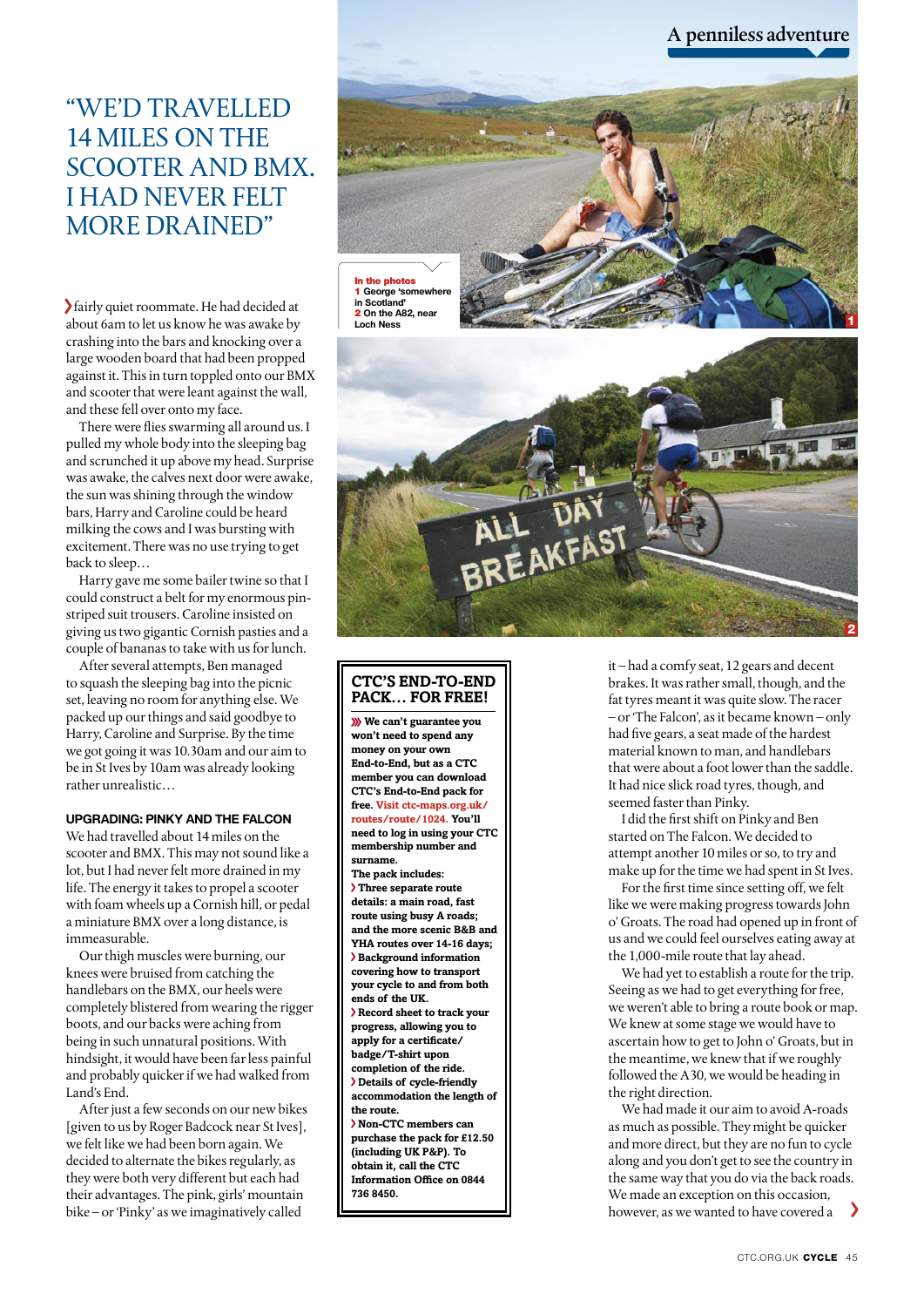# "WE'D TRAVELLED 14 MILES ON THE SCOOTER AND BMX. I HAD NEVER FELT MORE DRAINED"

fairly quiet roommate. He had decided at about 6am to let us know he was awake by crashing into the bars and knocking over a large wooden board that had been propped against it. This in turn toppled onto our BMX and scooter that were leant against the wall, and these fell over onto my face.

There were flies swarming all around us. I pulled my whole body into the sleeping bag and scrunched it up above my head. Surprise was awake, the calves next door were awake, the sun was shining through the window bars, Harry and Caroline could be heard milking the cows and I was bursting with excitement. There was no use trying to get back to sleep…

Harry gave me some bailer twine so that I could construct a belt for my enormous pin-striped suit trousers. Caroline insisted on giving us two gigantic Cornish pasties and a couple of bananas to take with us for lunch.

After several attempts, Ben managed to squash the sleeping bag into the picnic set, leaving no room for anything else. We packed up our things and said goodbye to Harry, Caroline and Surprise. By the time we got going it was 10.30am and our aim to be in St Ives by 10am was already looking rather unrealistic…

### UPGRADING: PINKY AND THE FALCON

We had travelled about 14 miles on the scooter and BMX. This may not sound like a lot, but I had never felt more drained in my life. The energy it takes to propel a scooter with foam wheels up a Cornish hill, or pedal a miniature BMX over a long distance, is immeasurable.

Our thigh muscles were burning, our knees were bruised from catching the handlebars on the BMX, our heels were completely blistered from wearing the rigger boots, and our backs were aching from being in such unnatural positions. With hindsight, it would have been far less painful and probably quicker if we had walked from Land's End.

After just a few seconds on our new bikes [given to us by Roger Badcock near St Ives], we felt like we had been born again. We decided to alternate the bikes regularly, as they were both very different but each had their advantages. The pink, girls' mountain bike – or 'Pinky' as we imaginatively called it – had a comfy seat, 12 gears and decent brakes. It was rather small, though, and the fat tyres meant it was quite slow. The racer – or 'The Falcon', as it became known – only had five gears, a seat made of the hardest material known to man, and handlebars that were about a foot lower than the saddle. It had nice slick road tyres, though, and seemed faster than Pinky.

I did the first shift on Pinky and Ben started on The Falcon. We decided to attempt another 10 miles or so, to try and make up for the time we had spent in St Ives.

For the first time since setting off, we felt like we were making progress towards John o' Groats. The road had opened up in front of us and we could feel ourselves eating away at the 1,000-mile route that lay ahead.

We had yet to establish a route for the trip. Seeing as we had to get everything for free, we weren't able to bring a route book or map. We knew at some stage we would have to ascertain how to get to John o' Groats, but in the meantime, we knew that if we roughly followed the A30, we would be heading in the right direction.

We had made it our aim to avoid A-roads as much as possible. They might be quicker and more direct, but they are no fun to cycle along and you don't get to see the country in the same way that you do via the back roads. We made an exception on this occasion, however, as we wanted to have covered a

**In the photos**
**1** George 'somewhere in Scotland'
**2** On the A82, near Loch Ness

## CTC'S END-TO-END PACK… FOR FREE!

**We can't guarantee you won't need to spend any money on your own End-to-End, but as a CTC member you can download CTC's End-to-End pack for free. Visit ctc-maps.org.uk/routes/route/1024. You'll need to log in using your CTC membership number and surname.**

**The pack includes:**

- **Three separate route details: a main road, fast route using busy A roads; and the more scenic B&B and YHA routes over 14-16 days;**
- **Background information covering how to transport your cycle to and from both ends of the UK.**
- **Record sheet to track your progress, allowing you to apply for a certificate/badge/T-shirt upon completion of the ride.**
- **Details of cycle-friendly accommodation the length of the route.**
- **Non-CTC members can purchase the pack for £12.50 (including UK P&P). To obtain it, call the CTC Information Office on 0844 736 8450.**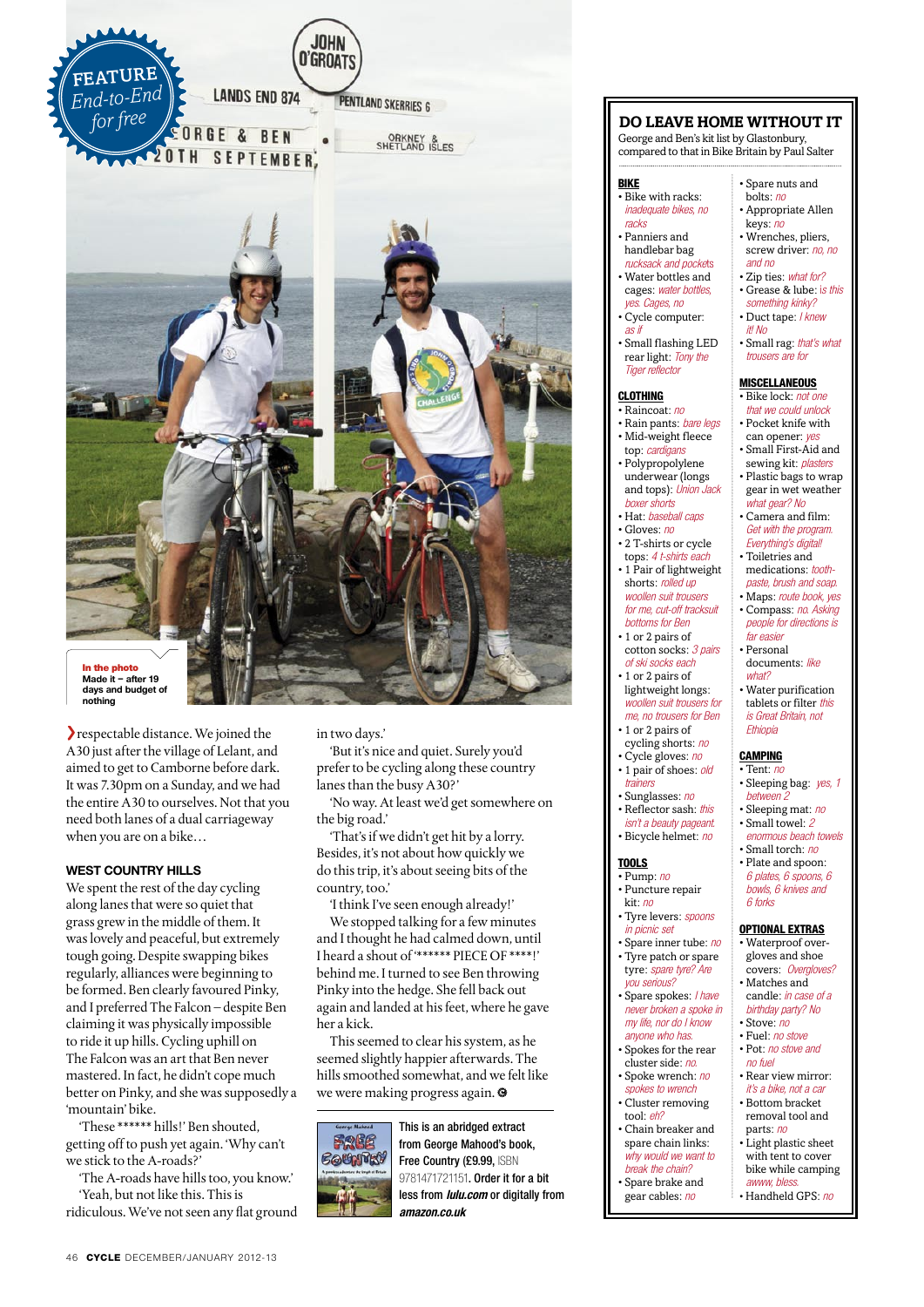**In the photo**
**Made it – after 19 days and budget of nothing**

respectable distance. We joined the A30 just after the village of Lelant, and aimed to get to Camborne before dark. It was 7.30pm on a Sunday, and we had the entire A30 to ourselves. Not that you need both lanes of a dual carriageway when you are on a bike…

### WEST COUNTRY HILLS

We spent the rest of the day cycling along lanes that were so quiet that grass grew in the middle of them. It was lovely and peaceful, but extremely tough going. Despite swapping bikes regularly, alliances were beginning to be formed. Ben clearly favoured Pinky, and I preferred The Falcon – despite Ben claiming it was physically impossible to ride it up hills. Cycling uphill on The Falcon was an art that Ben never mastered. In fact, he didn't cope much better on Pinky, and she was supposedly a 'mountain' bike.

'These ****** hills!' Ben shouted, getting off to push yet again. 'Why can't we stick to the A-roads?'

'The A-roads have hills too, you know.'

'Yeah, but not like this. This is ridiculous. We've not seen any flat ground in two days.'

'But it's nice and quiet. Surely you'd prefer to be cycling along these country lanes than the busy A30?'

'No way. At least we'd get somewhere on the big road.'

'That's if we didn't get hit by a lorry. Besides, it's not about how quickly we do this trip, it's about seeing bits of the country, too.'

'I think I've seen enough already!'

We stopped talking for a few minutes and I thought he had calmed down, until I heard a shout of '****** PIECE OF ****!' behind me. I turned to see Ben throwing Pinky into the hedge. She fell back out again and landed at his feet, where he gave her a kick.

This seemed to clear his system, as he seemed slightly happier afterwards. The hills smoothed somewhat, and we felt like we were making progress again.

**This is an abridged extract from George Mahood's book, Free Country (£9.99,** ISBN 9781471721151. **Order it for a bit less from *lulu.com* or digitally from *amazon.co.uk***

## DO LEAVE HOME WITHOUT IT

George and Ben's kit list by Glastonbury, compared to that in Bike Britain by Paul Salter

**BIKE**
- Bike with racks: *inadequate bikes, no racks*
- Panniers and handlebar bag *rucksack and pockets*
- Water bottles and cages: *water bottles, yes. Cages, no*
- Cycle computer: *as if*
- Small flashing LED rear light: *Tony the Tiger reflector*

**CLOTHING**
- Raincoat: *no*
- Rain pants: *bare legs*
- Mid-weight fleece top: *cardigans*
- Polypropylene underwear (longs and tops): *Union Jack boxer shorts*
- Hat: *baseball caps*
- Gloves: *no*
- 2 T-shirts or cycle tops: *4 t-shirts each*
- 1 Pair of lightweight shorts: *rolled up woollen suit trousers for me, cut-off tracksuit bottoms for Ben*
- 1 or 2 pairs of cotton socks: *3 pairs of ski socks each*
- 1 or 2 pairs of lightweight longs: *woollen suit trousers for me, no trousers for Ben*
- 1 or 2 pairs of cycling shorts: *no*
- Cycle gloves: *no*
- 1 pair of shoes: *old trainers*
- Sunglasses: *no*
- Reflector sash: *this isn't a beauty pageant.*
- Bicycle helmet: *no*

**TOOLS**
- Pump: *no*
- Puncture repair kit: *no*
- Tyre levers: *spoons in picnic set*
- Spare inner tube: *no*
- Tyre patch or spare tyre: *spare tyre? Are you serious?*
- Spare spokes: *I have never broken a spoke in my life, nor do I know anyone who has.*
- Spokes for the rear cluster side: *no.*
- Spoke wrench: *no spokes to wrench*
- Cluster removing tool: *eh?*
- Chain breaker and spare chain links: *why would we want to break the chain?*
- Spare brake and gear cables: *no*
- Spare nuts and bolts: *no*
- Appropriate Allen keys: *no*
- Wrenches, pliers, screw driver: *no, no and no*
- Zip ties: *what for?*
- Grease & lube: *is this something kinky?*
- Duct tape: *I knew it! No*
- Small rag: *that's what trousers are for*

**MISCELLANEOUS**
- Bike lock: *not one that we could unlock*
- Pocket knife with can opener: *yes*
- Small First-Aid and sewing kit: *plasters*
- Plastic bags to wrap gear in wet weather *what gear? No*
- Camera and film: *Get with the program. Everything's digital!*
- Toiletries and medications: *tooth-paste, brush and soap.*
- Maps: *route book, yes*
- Compass: *no. Asking people for directions is far easier*
- Personal documents: *like what?*
- Water purification tablets or filter *this is Great Britain, not Ethiopia*

**CAMPING**
- Tent: *no*
- Sleeping bag: *yes, 1 between 2*
- Sleeping mat: *no*
- Small towel: *2 enormous beach towels*
- Small torch: *no*
- Plate and spoon: *6 plates, 6 spoons, 6 bowls, 6 knives and 6 forks*

**OPTIONAL EXTRAS**
- Waterproof over-gloves and shoe covers: *Overgloves?*
- Matches and candle: *in case of a birthday party? No*
- Stove: *no*
- Fuel: *no stove*
- Pot: *no stove and no fuel*
- Rear view mirror: *it's a bike, not a car*
- Bottom bracket removal tool and parts: *no*
- Light plastic sheet with tent to cover bike while camping *awww, bless.*
- Handheld GPS: *no*